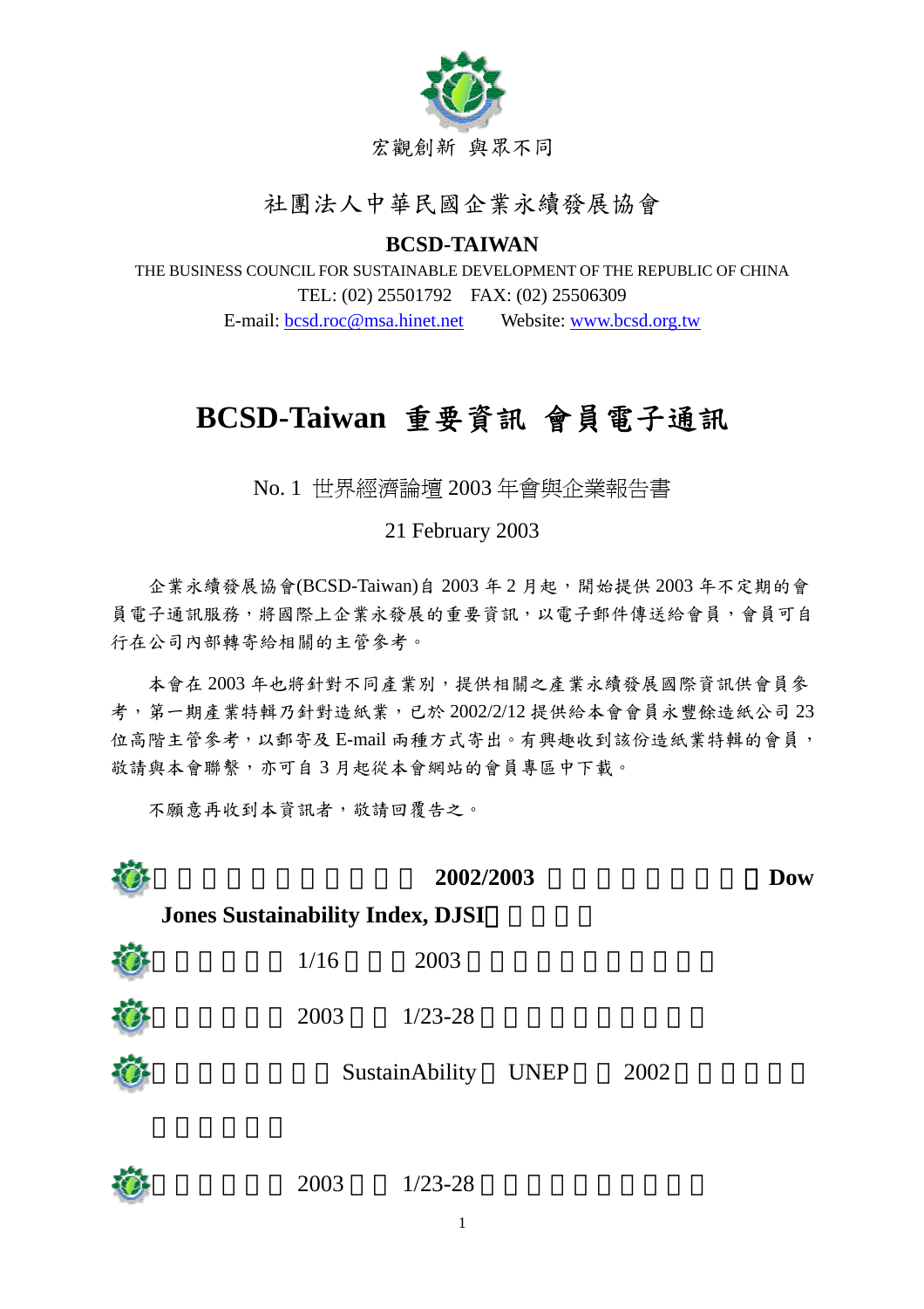宏觀創新 與眾不同

# 社團法人中華民國企業永續發展協會

**BCSD-TAIWAN**

THE BUSINESS COUNCIL FOR SUSTAINABLE DEVELOPMENT OF THE REPUBLIC OF CHINA
TEL: (02) 25501792 FAX: (02) 25506309
E-mail: bcsd.roc@msa.hinet.net Website: www.bcsd.org.tw

# BCSD-Taiwan 重要資訊 會員電子通訊

No. 1 世界經濟論壇 2003 年會與企業報告書

21 February 2003

企業永續發展協會(BCSD-Taiwan)自 2003 年 2 月起，開始提供 2003 年不定期的會員電子通訊服務，將國際上企業永發展的重要資訊，以電子郵件傳送給會員，會員可自行在公司內部轉寄給相關的主管參考。

本會在 2003 年也將針對不同產業別，提供相關之產業永續發展國際資訊供會員參考，第一期產業特輯乃針對造紙業，已於 2002/2/12 提供給本會會員永豐餘造紙公司 23 位高階主管參考，以郵寄及 E-mail 兩種方式寄出。有興趣收到該份造紙業特輯的會員，敬請與本會聯繫，亦可自 3 月起從本會網站的會員專區中下載。

不願意再收到本資訊者，敬請回覆告之。

- **2002/2003** **Dow Jones Sustainability Index, DJSI**
- 1/16 2003
- 2003 1/23-28
- SustainAbility UNEP 2002
- 2003 1/23-28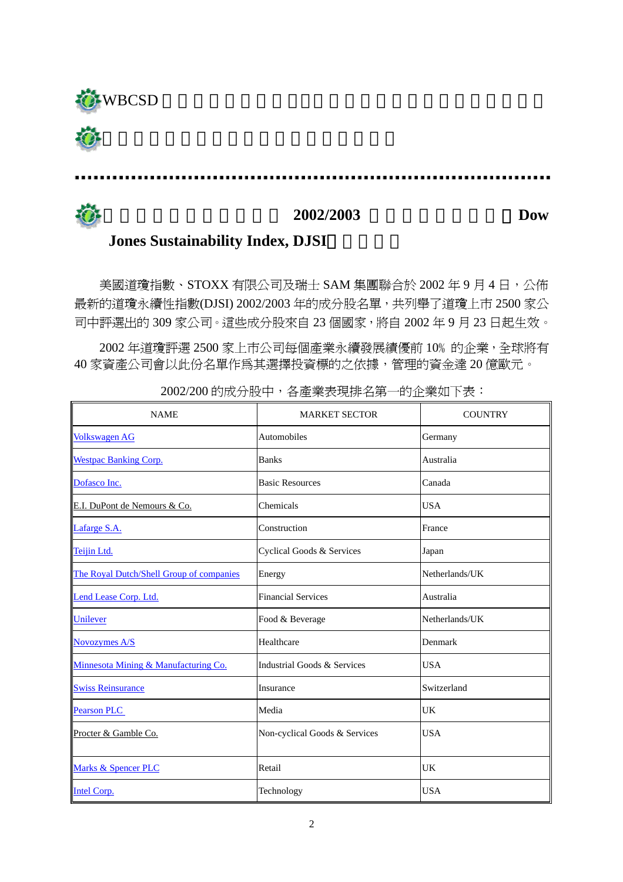WBCSD

---

### 2002/2003 Dow Jones Sustainability Index, DJSI

美國道瓊指數、STOXX 有限公司及瑞士 SAM 集團聯合於 2002 年 9 月 4 日，公佈最新的道瓊永續性指數(DJSI) 2002/2003 年的成分股名單，共列舉了道瓊上市 2500 家公司中評選出的 309 家公司。這些成分股來自 23 個國家，將自 2002 年 9 月 23 日起生效。

2002 年道瓊評選 2500 家上市公司每個產業永續發展績優前 10% 的企業，全球將有 40 家資產公司會以此份名單作為其選擇投資標的之依據，管理的資金達 20 億歐元。

2002/200 的成分股中，各產業表現排名第一的企業如下表：

| NAME | MARKET SECTOR | COUNTRY |
|---|---|---|
| Volkswagen AG | Automobiles | Germany |
| Westpac Banking Corp. | Banks | Australia |
| Dofasco Inc. | Basic Resources | Canada |
| E.I. DuPont de Nemours & Co. | Chemicals | USA |
| Lafarge S.A. | Construction | France |
| Teijin Ltd. | Cyclical Goods & Services | Japan |
| The Royal Dutch/Shell Group of companies | Energy | Netherlands/UK |
| Lend Lease Corp. Ltd. | Financial Services | Australia |
| Unilever | Food & Beverage | Netherlands/UK |
| Novozymes A/S | Healthcare | Denmark |
| Minnesota Mining & Manufacturing Co. | Industrial Goods & Services | USA |
| Swiss Reinsurance | Insurance | Switzerland |
| Pearson PLC | Media | UK |
| Procter & Gamble Co. | Non-cyclical Goods & Services | USA |
| Marks & Spencer PLC | Retail | UK |
| Intel Corp. | Technology | USA |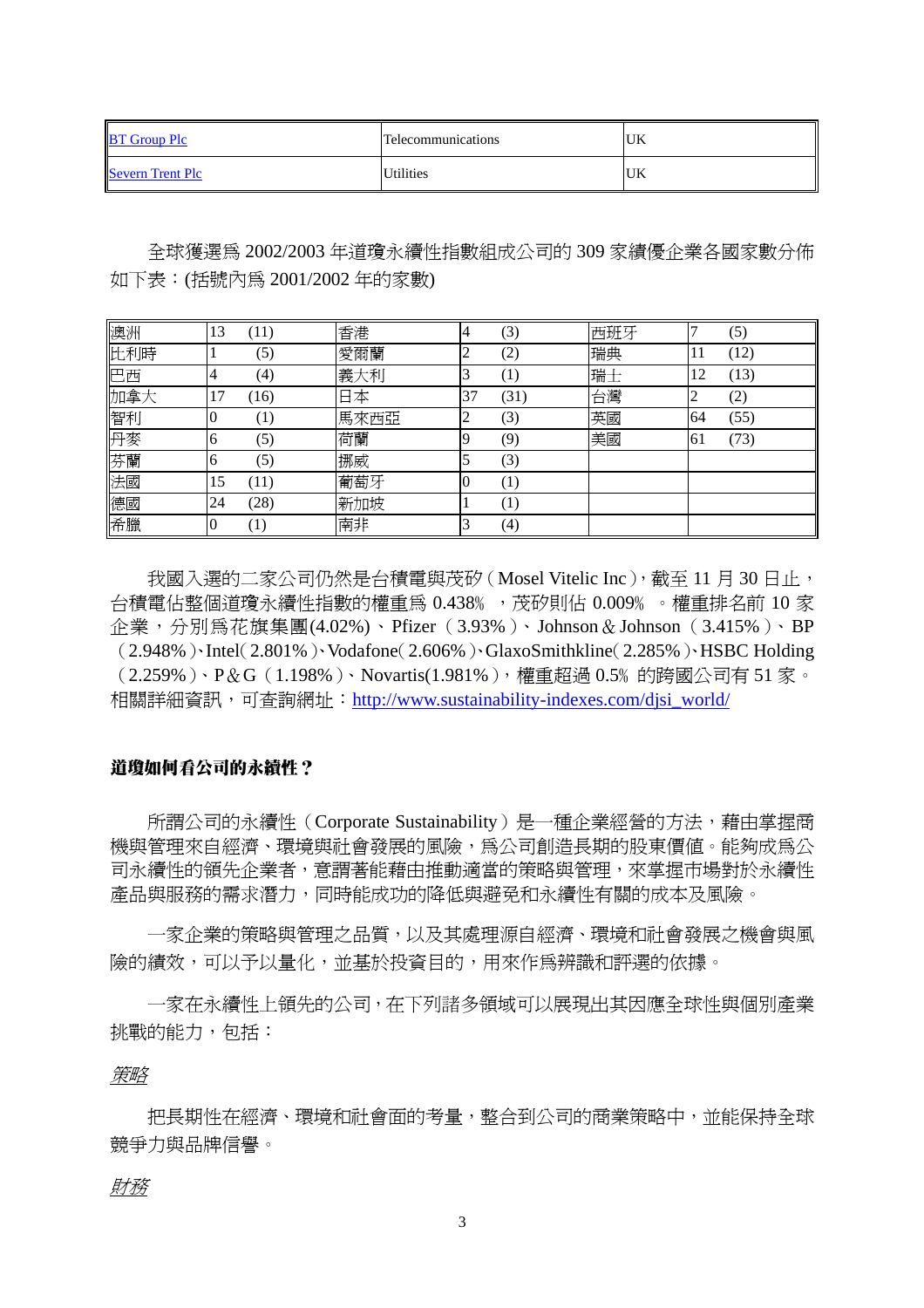| | | |
|---|---|---|
| BT Group Plc | Telecommunications | UK |
| Severn Trent Plc | Utilities | UK |

全球獲選爲 2002/2003 年道瓊永續性指數組成公司的 309 家績優企業各國家數分佈如下表：(括號內爲 2001/2002 年的家數)

| | | | | | | | | |
|---|---|---|---|---|---|---|---|---|
| 澳洲 | 13 | (11) | 香港 | 4 | (3) | 西班牙 | 7 | (5) |
| 比利時 | 1 | (5) | 愛爾蘭 | 2 | (2) | 瑞典 | 11 | (12) |
| 巴西 | 4 | (4) | 義大利 | 3 | (1) | 瑞士 | 12 | (13) |
| 加拿大 | 17 | (16) | 日本 | 37 | (31) | 台灣 | 2 | (2) |
| 智利 | 0 | (1) | 馬來西亞 | 2 | (3) | 英國 | 64 | (55) |
| 丹麥 | 6 | (5) | 荷蘭 | 9 | (9) | 美國 | 61 | (73) |
| 芬蘭 | 6 | (5) | 挪威 | 5 | (3) | | | |
| 法國 | 15 | (11) | 葡萄牙 | 0 | (1) | | | |
| 德國 | 24 | (28) | 新加坡 | 1 | (1) | | | |
| 希臘 | 0 | (1) | 南非 | 3 | (4) | | | |

我國入選的二家公司仍然是台積電與茂矽（Mosel Vitelic Inc），截至 11 月 30 日止，台積電佔整個道瓊永續性指數的權重爲 0.438% ，茂矽則佔 0.009% 。權重排名前 10 家企業，分別爲花旗集團(4.02%)、Pfizer（3.93%）、Johnson & Johnson（3.415%）、BP（2.948%）、Intel（2.801%）、Vodafone（2.606%）、GlaxoSmithkline（2.285%）、HSBC Holding（2.259%）、P&G（1.198%）、Novartis(1.981%)，權重超過 0.5% 的跨國公司有 51 家。相關詳細資訊，可查詢網址：http://www.sustainability-indexes.com/djsi_world/

**道瓊如何看公司的永續性？**

所謂公司的永續性（Corporate Sustainability）是一種企業經營的方法，藉由掌握商機與管理來自經濟、環境與社會發展的風險，爲公司創造長期的股東價值。能夠成爲公司永續性的領先企業者，意謂著能藉由推動適當的策略與管理，來掌握市場對於永續性產品與服務的需求潛力，同時能成功的降低與避免和永續性有關的成本及風險。

一家企業的策略與管理之品質，以及其處理源自經濟、環境和社會發展之機會與風險的績效，可以予以量化，並基於投資目的，用來作爲辨識和評選的依據。

一家在永續性上領先的公司，在下列諸多領域可以展現出其因應全球性與個別產業挑戰的能力，包括：

*策略*

把長期性在經濟、環境和社會面的考量，整合到公司的商業策略中，並能保持全球競爭力與品牌信譽。

*財務*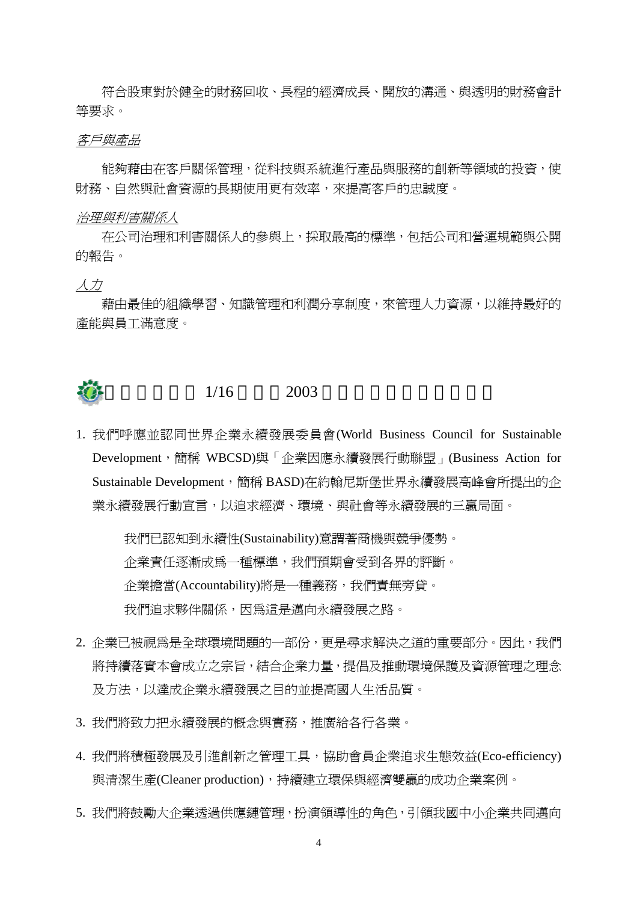符合股東對於健全的財務回收、長程的經濟成長、開放的溝通、與透明的財務會計等要求。

*客戶與產品*

能夠藉由在客戶關係管理，從科技與系統進行產品與服務的創新等領域的投資，使財務、自然與社會資源的長期使用更有效率，來提高客戶的忠誠度。

*治理與利害關係人*

在公司治理和利害關係人的參與上，採取最高的標準，包括公司和營運規範與公開的報告。

*人力*

藉由最佳的組織學習、知識管理和利潤分享制度，來管理人力資源，以維持最好的產能與員工滿意度。

## 1/16 2003

1. 我們呼應並認同世界企業永續發展委員會(World Business Council for Sustainable Development，簡稱 WBCSD)與「企業因應永續發展行動聯盟」(Business Action for Sustainable Development，簡稱 BASD)在約翰尼斯堡世界永續發展高峰會所提出的企業永續發展行動宣言，以追求經濟、環境、與社會等永續發展的三贏局面。

   我們已認知到永續性(Sustainability)意謂著商機與競爭優勢。
   企業責任逐漸成為一種標準，我們預期會受到各界的評斷。
   企業擔當(Accountability)將是一種義務，我們責無旁貸。
   我們追求夥伴關係，因為這是邁向永續發展之路。

2. 企業已被視為是全球環境問題的一部份，更是尋求解決之道的重要部分。因此，我們將持續落實本會成立之宗旨，結合企業力量，提倡及推動環境保護及資源管理之理念及方法，以達成企業永續發展之目的並提高國人生活品質。

3. 我們將致力把永續發展的概念與實務，推廣給各行各業。

4. 我們將積極發展及引進創新之管理工具，協助會員企業追求生態效益(Eco-efficiency)與清潔生產(Cleaner production)，持續建立環保與經濟雙贏的成功企業案例。

5. 我們將鼓勵大企業透過供應鏈管理，扮演領導性的角色，引領我國中小企業共同邁向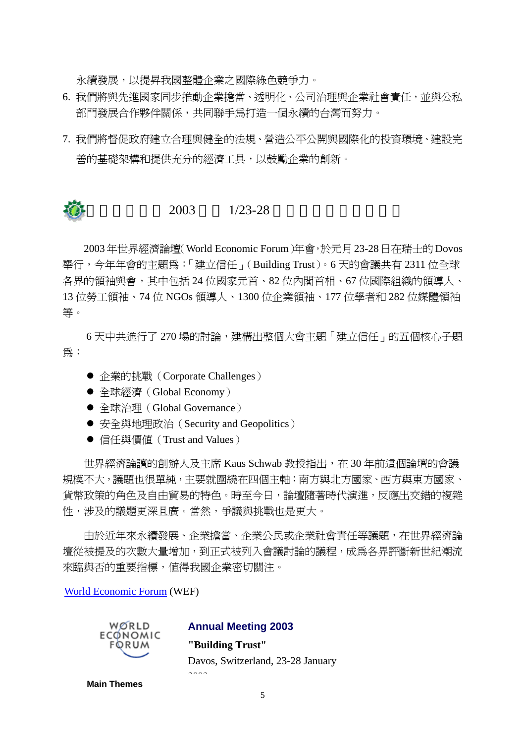永續發展，以提昇我國整體企業之國際綠色競爭力。

6. 我們將與先進國家同步推動企業擔當、透明化、公司治理與企業社會責任，並與公私部門發展合作夥伴關係，共同聯手為打造一個永續的台灣而努力。

7. 我們將督促政府建立合理與健全的法規、營造公平公開與國際化的投資環境、建設完善的基礎架構和提供充分的經濟工具，以鼓勵企業的創新。

## 2003 1/23-28

2003 年世界經濟論壇( World Economic Forum )年會，於元月 23-28 日在瑞士的 Dovos 舉行，今年年會的主題為：「建立信任」( Building Trust )。6 天的會議共有 2311 位全球各界的領袖與會，其中包括 24 位國家元首、82 位內閣首相、67 位國際組織的領導人、13 位勞工領袖、74 位 NGOs 領導人、1300 位企業領袖、177 位學者和 282 位媒體領袖等。

6 天中共進行了 270 場的討論，建構出整個大會主題「建立信任」的五個核心子題為：

- 企業的挑戰（Corporate Challenges）
- 全球經濟（Global Economy）
- 全球治理（Global Governance）
- 安全與地理政治（Security and Geopolitics）
- 信任與價值（Trust and Values）

世界經濟論譠的創辦人及主席 Kaus Schwab 教授指出，在 30 年前這個論壇的會議規模不大，議題也很單純，主要就圍繞在四個主軸：南方與北方國家、西方與東方國家、貨幣政策的角色及自由貿易的特色。時至今日，論壇隨著時代演進，反應出交錯的複雜性，涉及的議題更深且廣。當然，爭議與挑戰也是更大。

由於近年來永續發展、企業擔當、企業公民或企業社會責任等議題，在世界經濟論壇從被提及的次數大量增加，到正式被列入會議討論的議程，成為各界評斷新世紀潮流來臨與否的重要指標，值得我國企業密切關注。

World Economic Forum (WEF)

WORLD ECONOMIC FORUM

**Annual Meeting 2003**

**"Building Trust"**

Davos, Switzerland, 23-28 January 2003

**Main Themes**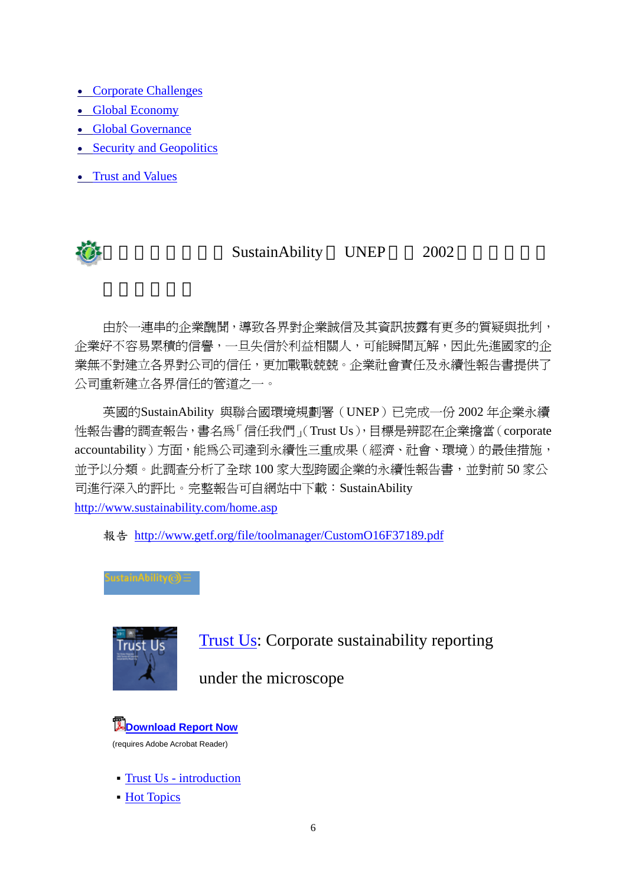- Corporate Challenges
- Global Economy
- Global Governance
- Security and Geopolitics
- Trust and Values

## □□□□□□□□ SustainAbility □ UNEP □□ 2002 □□□□□□□□□□□□

由於一連串的企業醜聞，導致各界對企業誠信及其資訊披露有更多的質疑與批判，企業好不容易累積的信譽，一旦失信於利益相關人，可能瞬間瓦解，因此先進國家的企業無不對建立各界對公司的信任，更加戰戰兢兢。企業社會責任及永續性報告書提供了公司重新建立各界信任的管道之一。

英國的SustainAbility 與聯合國環境規劃署（UNEP）已完成一份 2002 年企業永續性報告書的調查報告，書名為「信任我們」（Trust Us），目標是辨認在企業擔當（corporate accountability）方面，能為公司達到永續性三重成果（經濟、社會、環境）的最佳措施，並予以分類。此調查分析了全球 100 家大型跨國企業的永續性報告書，並對前 50 家公司進行深入的評比。完整報告可自網站中下載：SustainAbility http://www.sustainability.com/home.asp

報告 http://www.getf.org/file/toolmanager/CustomO16F37189.pdf

SustainAbility

Trust Us: Corporate sustainability reporting under the microscope

**Download Report Now**

(requires Adobe Acrobat Reader)

- Trust Us - introduction
- Hot Topics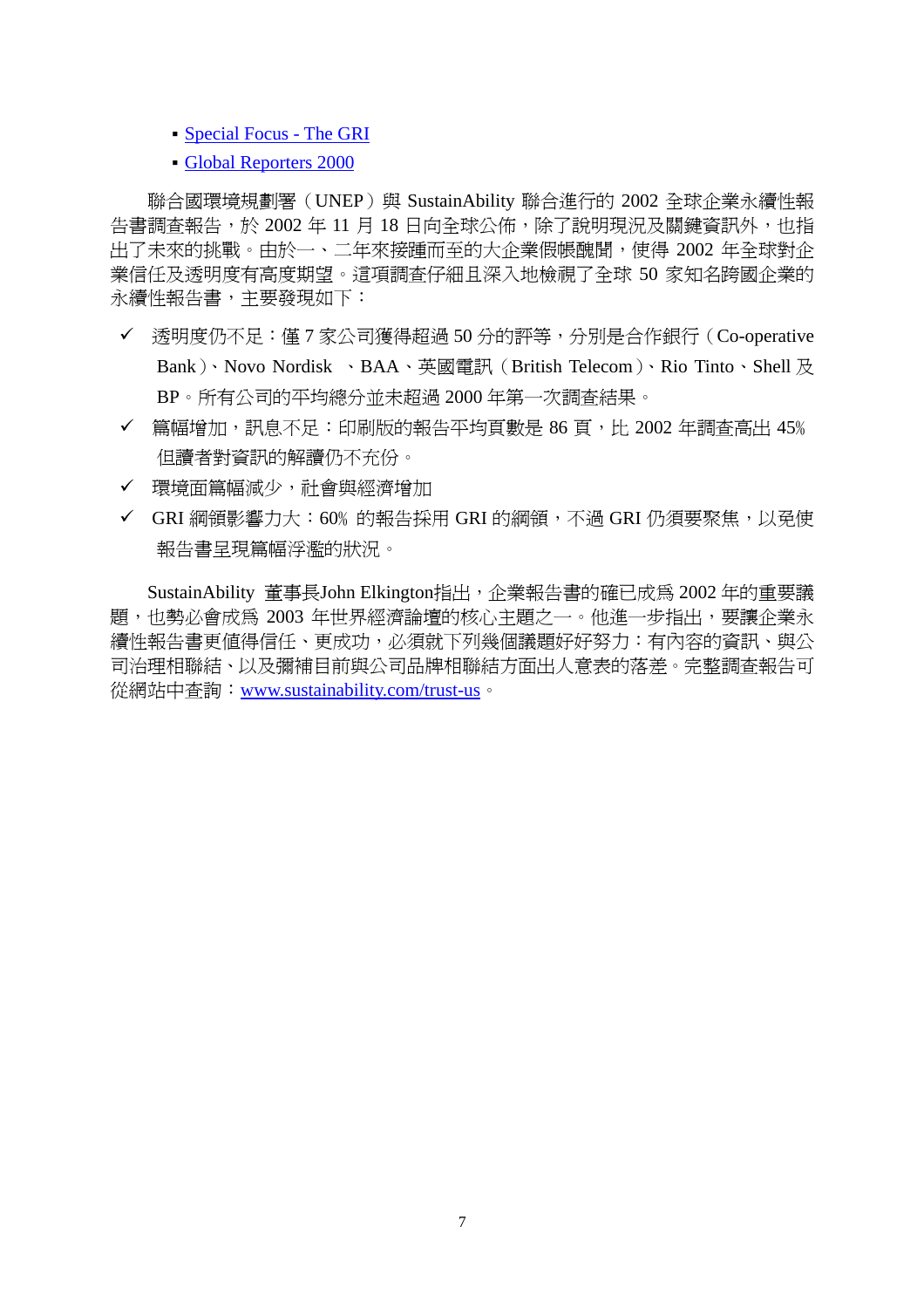- [Special Focus - The GRI]()
- [Global Reporters 2000]()

聯合國環境規劃署（UNEP）與 SustainAbility 聯合進行的 2002 全球企業永續性報告書調查報告，於 2002 年 11 月 18 日向全球公佈，除了說明現況及關鍵資訊外，也指出了未來的挑戰。由於一、二年來接踵而至的大企業假帳醜聞，使得 2002 年全球對企業信任及透明度有高度期望。這項調查仔細且深入地檢視了全球 50 家知名跨國企業的永續性報告書，主要發現如下：

- ✓ 透明度仍不足：僅 7 家公司獲得超過 50 分的評等，分別是合作銀行（Co-operative Bank）、Novo Nordisk 、BAA、英國電訊（British Telecom）、Rio Tinto、Shell 及 BP。所有公司的平均總分並未超過 2000 年第一次調查結果。
- ✓ 篇幅增加，訊息不足：印刷版的報告平均頁數是 86 頁，比 2002 年調查高出 45% 但讀者對資訊的解讀仍不充份。
- ✓ 環境面篇幅減少，社會與經濟增加
- ✓ GRI 綱領影響力大：60% 的報告採用 GRI 的綱領，不過 GRI 仍須要聚焦，以免使報告書呈現篇幅浮濫的狀況。

SustainAbility 董事長John Elkington指出，企業報告書的確已成為 2002 年的重要議題，也勢必會成為 2003 年世界經濟論壇的核心主題之一。他進一步指出，要讓企業永續性報告書更值得信任、更成功，必須就下列幾個議題好好努力：有內容的資訊、與公司治理相聯結、以及彌補目前與公司品牌相聯結方面出人意表的落差。完整調查報告可從網站中查詢：[www.sustainability.com/trust-us](www.sustainability.com/trust-us)。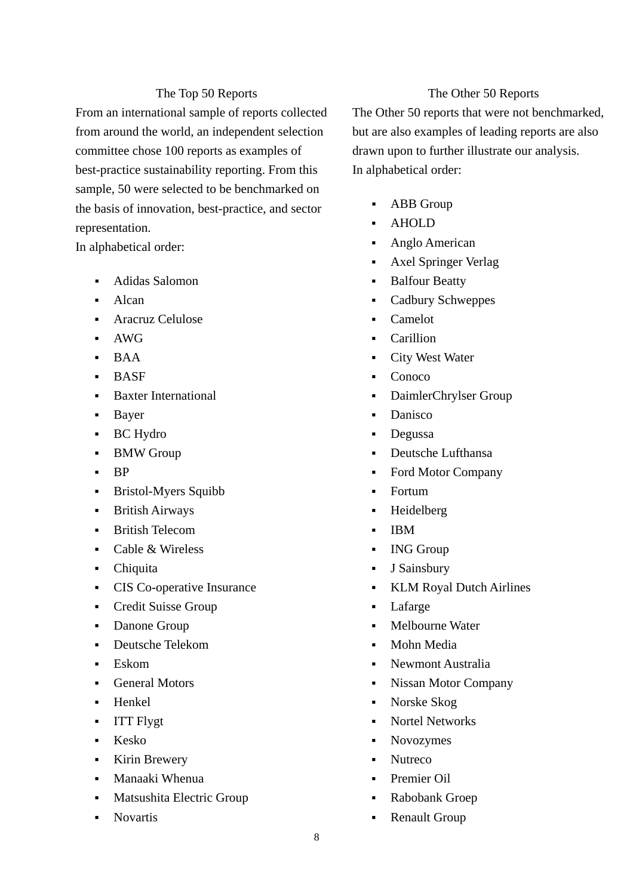## The Top 50 Reports

From an international sample of reports collected from around the world, an independent selection committee chose 100 reports as examples of best-practice sustainability reporting. From this sample, 50 were selected to be benchmarked on the basis of innovation, best-practice, and sector representation.

In alphabetical order:

- Adidas Salomon
- Alcan
- Aracruz Celulose
- AWG
- BAA
- BASF
- Baxter International
- Bayer
- BC Hydro
- BMW Group
- BP
- Bristol-Myers Squibb
- British Airways
- British Telecom
- Cable & Wireless
- Chiquita
- CIS Co-operative Insurance
- Credit Suisse Group
- Danone Group
- Deutsche Telekom
- Eskom
- General Motors
- Henkel
- ITT Flygt
- Kesko
- Kirin Brewery
- Manaaki Whenua
- Matsushita Electric Group
- Novartis

## The Other 50 Reports

The Other 50 reports that were not benchmarked, but are also examples of leading reports are also drawn upon to further illustrate our analysis.

In alphabetical order:

- ABB Group
- AHOLD
- Anglo American
- Axel Springer Verlag
- Balfour Beatty
- Cadbury Schweppes
- Camelot
- Carillion
- City West Water
- Conoco
- DaimlerChrylser Group
- Danisco
- Degussa
- Deutsche Lufthansa
- Ford Motor Company
- Fortum
- Heidelberg
- IBM
- ING Group
- J Sainsbury
- KLM Royal Dutch Airlines
- Lafarge
- Melbourne Water
- Mohn Media
- Newmont Australia
- Nissan Motor Company
- Norske Skog
- Nortel Networks
- Novozymes
- Nutreco
- Premier Oil
- Rabobank Groep
- Renault Group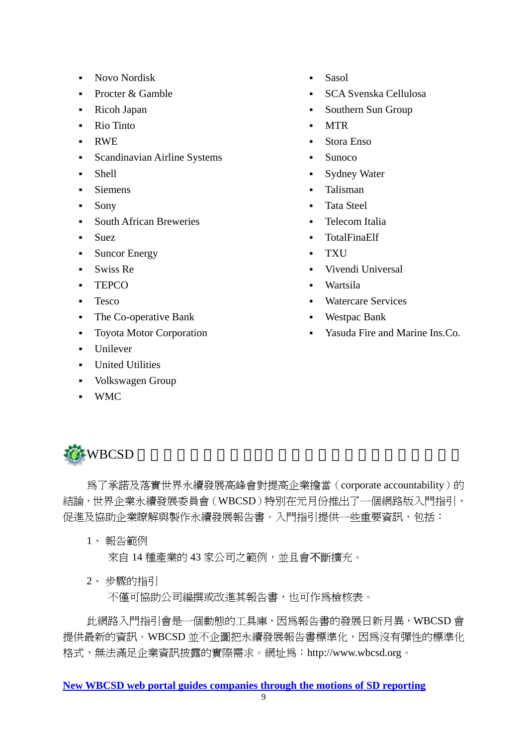- Novo Nordisk
- Procter & Gamble
- Ricoh Japan
- Rio Tinto
- RWE
- Scandinavian Airline Systems
- Shell
- Siemens
- Sony
- South African Breweries
- Suez
- Suncor Energy
- Swiss Re
- TEPCO
- Tesco
- The Co-operative Bank
- Toyota Motor Corporation
- Unilever
- United Utilities
- Volkswagen Group
- WMC
- Sasol
- SCA Svenska Cellulosa
- Southern Sun Group
- MTR
- Stora Enso
- Sunoco
- Sydney Water
- Talisman
- Tata Steel
- Telecom Italia
- TotalFinaElf
- TXU
- Vivendi Universal
- Wartsila
- Watercare Services
- Westpac Bank
- Yasuda Fire and Marine Ins.Co.

## WBCSD

爲了承諾及落實世界永續發展高峰會對提高企業擔當（corporate accountability）的結論，世界企業永續發展委員會（WBCSD）特別在元月份推出了一個網路版入門指引，促進及協助企業瞭解與製作永續發展報告書。入門指引提供一些重要資訊，包括：

1、報告範例

來自 14 種產業的 43 家公司之範例，並且會不斷擴充。

2、步驟的指引

不僅可協助公司編撰或改進其報告書，也可作爲檢核表。

此網路入門指引會是一個動態的工具庫，因爲報告書的發展日新月異，WBCSD 會提供最新的資訊。WBCSD 並不企圖把永續發展報告書標準化，因爲沒有彈性的標準化格式，無法滿足企業資訊披露的實際需求。網址爲：http://www.wbcsd.org。

**New WBCSD web portal guides companies through the motions of SD reporting**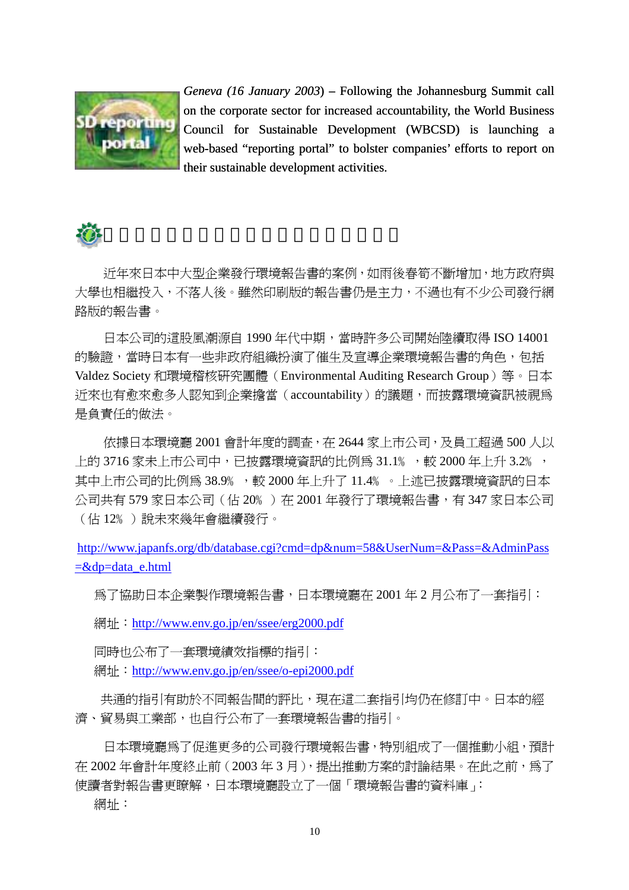*Geneva (16 January 2003)* – Following the Johannesburg Summit call on the corporate sector for increased accountability, the World Business Council for Sustainable Development (WBCSD) is launching a web-based "reporting portal" to bolster companies' efforts to report on their sustainable development activities.

近年來日本中大型企業發行環境報告書的案例，如雨後春筍不斷增加，地方政府與大學也相繼投入，不落人後。雖然印刷版的報告書仍是主力，不過也有不少公司發行網路版的報告書。

日本公司的這股風潮源自 1990 年代中期，當時許多公司開始陸續取得 ISO 14001 的驗證，當時日本有一些非政府組織扮演了催生及宣導企業環境報告書的角色，包括 Valdez Society 和環境稽核研究團體（Environmental Auditing Research Group）等。日本近來也有愈來愈多人認知到企業擔當（accountability）的議題，而披露環境資訊被視爲是負責任的做法。

依據日本環境廳 2001 會計年度的調查，在 2644 家上市公司，及員工超過 500 人以上的 3716 家未上市公司中，已披露環境資訊的比例爲 31.1％，較 2000 年上升 3.2％，其中上市公司的比例爲 38.9％，較 2000 年上升了 11.4％。上述已披露環境資訊的日本公司共有 579 家日本公司（佔 20％）在 2001 年發行了環境報告書，有 347 家日本公司（佔 12％）說未來幾年會繼續發行。

http://www.japanfs.org/db/database.cgi?cmd=dp&num=58&UserNum=&Pass=&AdminPass=&dp=data_e.html

爲了協助日本企業製作環境報告書，日本環境廳在 2001 年 2 月公布了一套指引：

網址：http://www.env.go.jp/en/ssee/erg2000.pdf

同時也公布了一套環境績效指標的指引：
網址：http://www.env.go.jp/en/ssee/o-epi2000.pdf

共通的指引有助於不同報告間的評比，現在這二套指引均仍在修訂中。日本的經濟、貿易與工業部，也自行公布了一套環境報告書的指引。

日本環境廳爲了促進更多的公司發行環境報告書，特別組成了一個推動小組，預計在 2002 年會計年度終止前（2003 年 3 月），提出推動方案的討論結果。在此之前，爲了使讀者對報告書更瞭解，日本環境廳設立了一個「環境報告書的資料庫」：
網址：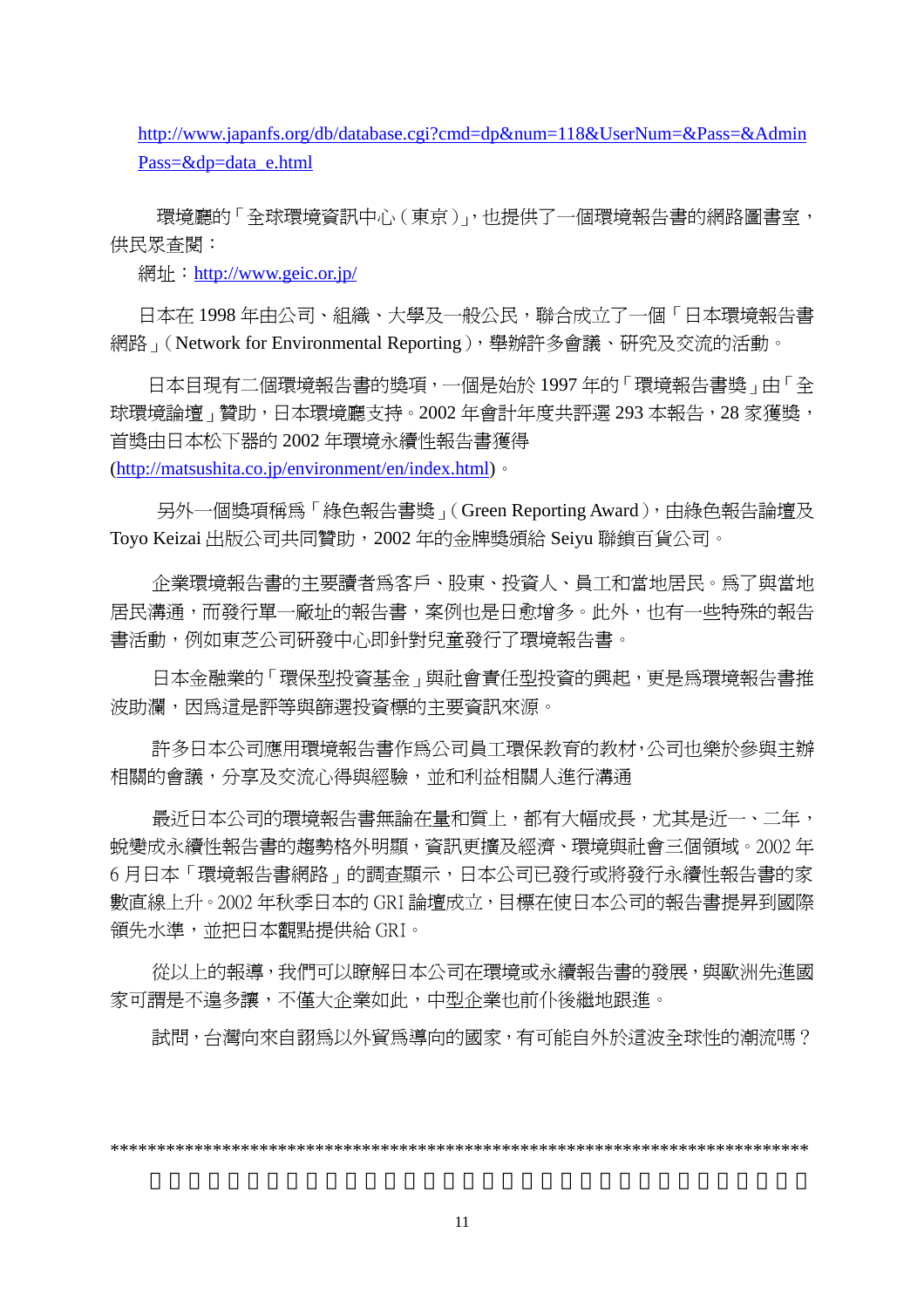http://www.japanfs.org/db/database.cgi?cmd=dp&num=118&UserNum=&Pass=&AdminPass=&dp=data_e.html

環境廳的「全球環境資訊中心（東京）」，也提供了一個環境報告書的網路圖書室，供民眾查閱：

網址：http://www.geic.or.jp/

日本在 1998 年由公司、組織、大學及一般公民，聯合成立了一個「日本環境報告書網路」（Network for Environmental Reporting），舉辦許多會議、研究及交流的活動。

日本目現有二個環境報告書的獎項，一個是始於 1997 年的「環境報告書獎」由「全球環境論壇」贊助，日本環境廳支持。2002 年會計年度共評選 293 本報告，28 家獲獎，首獎由日本松下器的 2002 年環境永續性報告書獲得 (http://matsushita.co.jp/environment/en/index.html)。

另外一個獎項稱為「綠色報告書獎」（Green Reporting Award），由綠色報告論壇及 Toyo Keizai 出版公司共同贊助，2002 年的金牌獎頒給 Seiyu 聯鎖百貨公司。

企業環境報告書的主要讀者為客戶、股東、投資人、員工和當地居民。為了與當地居民溝通，而發行單一廠址的報告書，案例也是日愈增多。此外，也有一些特殊的報告書活動，例如東芝公司研發中心即針對兒童發行了環境報告書。

日本金融業的「環保型投資基金」與社會責任型投資的興起，更是為環境報告書推波助瀾，因為這是評等與篩選投資標的主要資訊來源。

許多日本公司應用環境報告書作為公司員工環保教育的教材，公司也樂於參與主辦相關的會議，分享及交流心得與經驗，並和利益相關人進行溝通

最近日本公司的環境報告書無論在量和質上，都有大幅成長，尤其是近一、二年，蛻變成永續性報告書的趨勢格外明顯，資訊更擴及經濟、環境與社會三個領域。2002 年 6 月日本「環境報告書網路」的調查顯示，日本公司已發行或將發行永續性報告書的家數直線上升。2002 年秋季日本的 GRI 論壇成立，目標在使日本公司的報告書提昇到國際領先水準，並把日本觀點提供給 GRI。

從以上的報導，我們可以瞭解日本公司在環境或永續報告書的發展，與歐洲先進國家可謂是不遑多讓，不僅大企業如此，中型企業也前仆後繼地跟進。

試問，台灣向來自詡為以外貿為導向的國家，有可能自外於這波全球性的潮流嗎？

****************************************************************************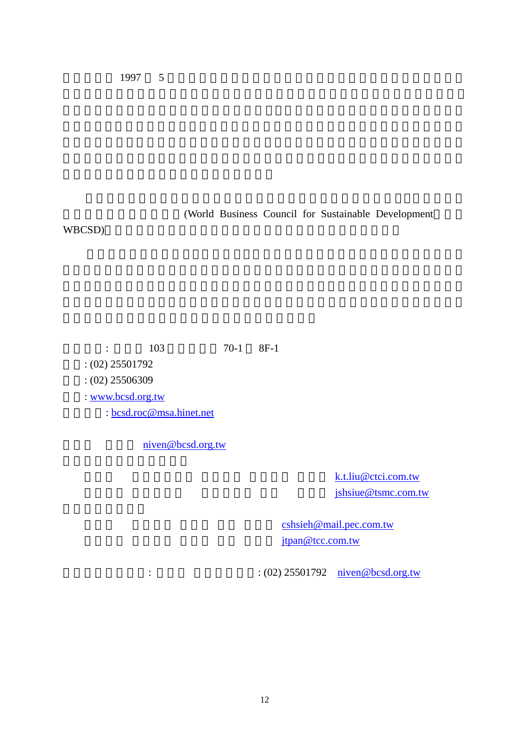1997 5

(World Business Council for Sustainable Development WBCSD)

: 103 70-1 8F-1
: (02) 25501792
: (02) 25506309
: www.bcsd.org.tw
: bcsd.roc@msa.hinet.net

niven@bcsd.org.tw

k.t.liu@ctci.com.tw
jshsiue@tsmc.com.tw

cshsieh@mail.pec.com.tw
jtpan@tcc.com.tw

: : (02) 25501792 niven@bcsd.org.tw